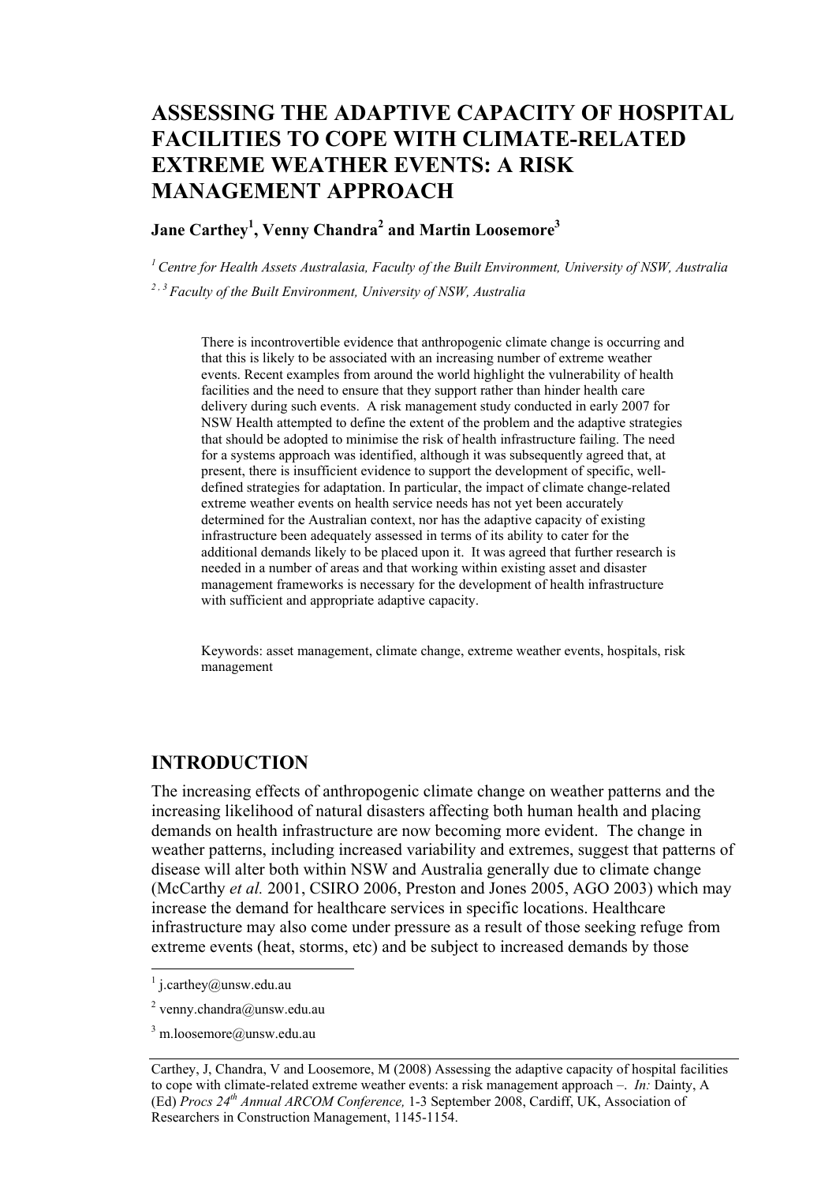# ASSESSING THE ADAPTIVE CAPACITY OF HOSPITAL FACILITIES TO COPE WITH CLIMATE-RELATED EXTREME WEATHER EVENTS: A RISK MANAGEMENT APPROACH

**Jane Carthey[1], Venny Chandra[2] and Martin Loosemore[3]**

[1] *Centre for Health Assets Australasia, Faculty of the Built Environment, University of NSW, Australia*

[2, 3] *Faculty of the Built Environment, University of NSW, Australia*

There is incontrovertible evidence that anthropogenic climate change is occurring and that this is likely to be associated with an increasing number of extreme weather events. Recent examples from around the world highlight the vulnerability of health facilities and the need to ensure that they support rather than hinder health care delivery during such events. A risk management study conducted in early 2007 for NSW Health attempted to define the extent of the problem and the adaptive strategies that should be adopted to minimise the risk of health infrastructure failing. The need for a systems approach was identified, although it was subsequently agreed that, at present, there is insufficient evidence to support the development of specific, well-defined strategies for adaptation. In particular, the impact of climate change-related extreme weather events on health service needs has not yet been accurately determined for the Australian context, nor has the adaptive capacity of existing infrastructure been adequately assessed in terms of its ability to cater for the additional demands likely to be placed upon it. It was agreed that further research is needed in a number of areas and that working within existing asset and disaster management frameworks is necessary for the development of health infrastructure with sufficient and appropriate adaptive capacity.

Keywords: asset management, climate change, extreme weather events, hospitals, risk management

## INTRODUCTION

The increasing effects of anthropogenic climate change on weather patterns and the increasing likelihood of natural disasters affecting both human health and placing demands on health infrastructure are now becoming more evident. The change in weather patterns, including increased variability and extremes, suggest that patterns of disease will alter both within NSW and Australia generally due to climate change (McCarthy *et al.* 2001, CSIRO 2006, Preston and Jones 2005, AGO 2003) which may increase the demand for healthcare services in specific locations. Healthcare infrastructure may also come under pressure as a result of those seeking refuge from extreme events (heat, storms, etc) and be subject to increased demands by those

[1] j.carthey@unsw.edu.au

[2] venny.chandra@unsw.edu.au

[3] m.loosemore@unsw.edu.au

Carthey, J, Chandra, V and Loosemore, M (2008) Assessing the adaptive capacity of hospital facilities to cope with climate-related extreme weather events: a risk management approach –. *In:* Dainty, A (Ed) *Procs 24th Annual ARCOM Conference,* 1-3 September 2008, Cardiff, UK, Association of Researchers in Construction Management, 1145-1154.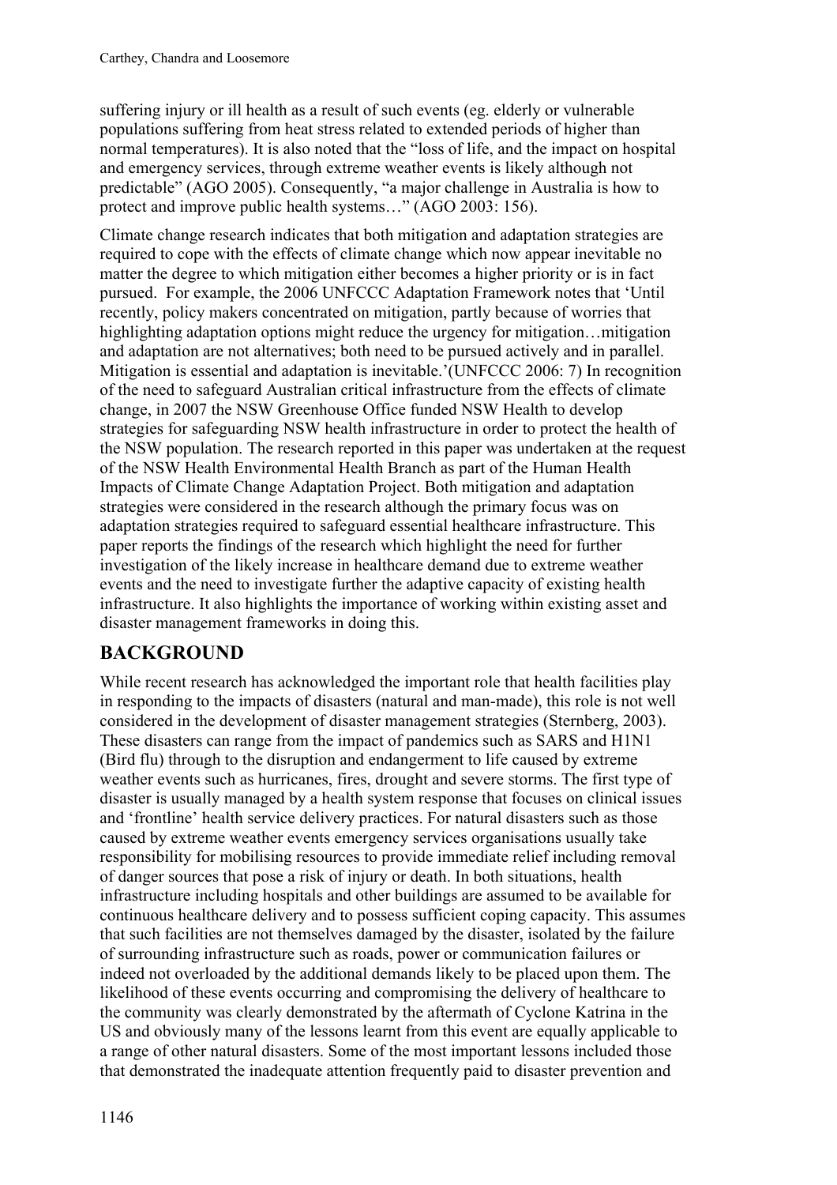suffering injury or ill health as a result of such events (eg. elderly or vulnerable populations suffering from heat stress related to extended periods of higher than normal temperatures). It is also noted that the "loss of life, and the impact on hospital and emergency services, through extreme weather events is likely although not predictable" (AGO 2005). Consequently, "a major challenge in Australia is how to protect and improve public health systems…" (AGO 2003: 156).

Climate change research indicates that both mitigation and adaptation strategies are required to cope with the effects of climate change which now appear inevitable no matter the degree to which mitigation either becomes a higher priority or is in fact pursued. For example, the 2006 UNFCCC Adaptation Framework notes that 'Until recently, policy makers concentrated on mitigation, partly because of worries that highlighting adaptation options might reduce the urgency for mitigation…mitigation and adaptation are not alternatives; both need to be pursued actively and in parallel. Mitigation is essential and adaptation is inevitable.'(UNFCCC 2006: 7) In recognition of the need to safeguard Australian critical infrastructure from the effects of climate change, in 2007 the NSW Greenhouse Office funded NSW Health to develop strategies for safeguarding NSW health infrastructure in order to protect the health of the NSW population. The research reported in this paper was undertaken at the request of the NSW Health Environmental Health Branch as part of the Human Health Impacts of Climate Change Adaptation Project. Both mitigation and adaptation strategies were considered in the research although the primary focus was on adaptation strategies required to safeguard essential healthcare infrastructure. This paper reports the findings of the research which highlight the need for further investigation of the likely increase in healthcare demand due to extreme weather events and the need to investigate further the adaptive capacity of existing health infrastructure. It also highlights the importance of working within existing asset and disaster management frameworks in doing this.

## BACKGROUND

While recent research has acknowledged the important role that health facilities play in responding to the impacts of disasters (natural and man-made), this role is not well considered in the development of disaster management strategies (Sternberg, 2003). These disasters can range from the impact of pandemics such as SARS and H1N1 (Bird flu) through to the disruption and endangerment to life caused by extreme weather events such as hurricanes, fires, drought and severe storms. The first type of disaster is usually managed by a health system response that focuses on clinical issues and 'frontline' health service delivery practices. For natural disasters such as those caused by extreme weather events emergency services organisations usually take responsibility for mobilising resources to provide immediate relief including removal of danger sources that pose a risk of injury or death. In both situations, health infrastructure including hospitals and other buildings are assumed to be available for continuous healthcare delivery and to possess sufficient coping capacity. This assumes that such facilities are not themselves damaged by the disaster, isolated by the failure of surrounding infrastructure such as roads, power or communication failures or indeed not overloaded by the additional demands likely to be placed upon them. The likelihood of these events occurring and compromising the delivery of healthcare to the community was clearly demonstrated by the aftermath of Cyclone Katrina in the US and obviously many of the lessons learnt from this event are equally applicable to a range of other natural disasters. Some of the most important lessons included those that demonstrated the inadequate attention frequently paid to disaster prevention and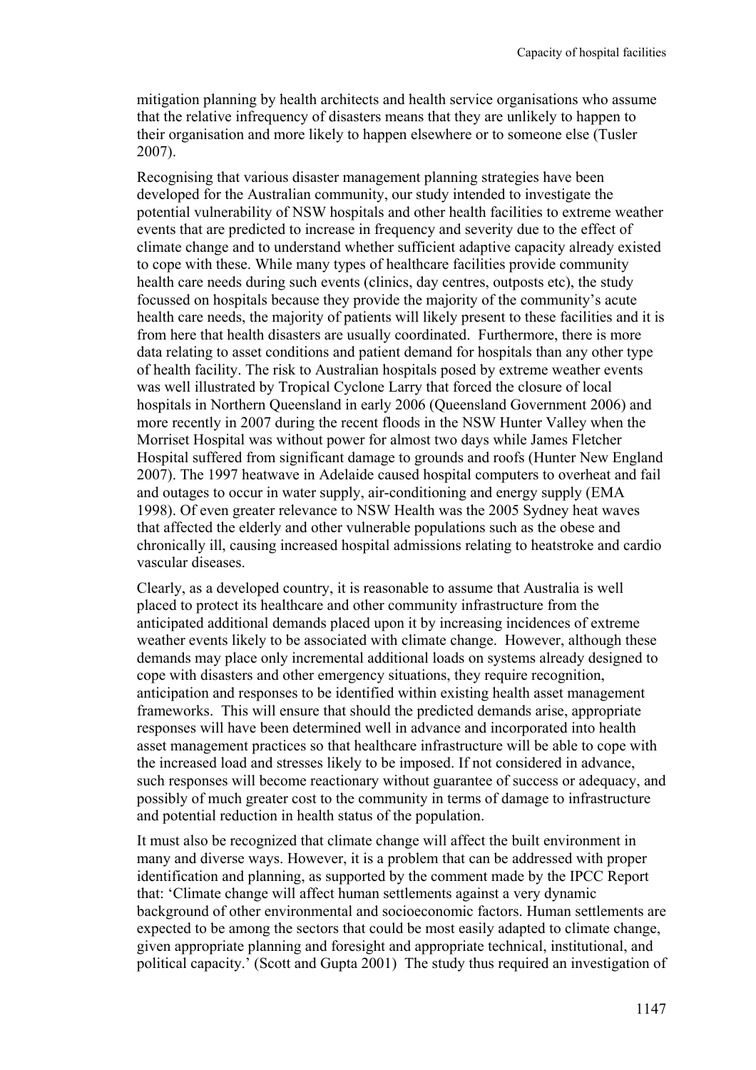mitigation planning by health architects and health service organisations who assume that the relative infrequency of disasters means that they are unlikely to happen to their organisation and more likely to happen elsewhere or to someone else (Tusler 2007).

Recognising that various disaster management planning strategies have been developed for the Australian community, our study intended to investigate the potential vulnerability of NSW hospitals and other health facilities to extreme weather events that are predicted to increase in frequency and severity due to the effect of climate change and to understand whether sufficient adaptive capacity already existed to cope with these. While many types of healthcare facilities provide community health care needs during such events (clinics, day centres, outposts etc), the study focussed on hospitals because they provide the majority of the community's acute health care needs, the majority of patients will likely present to these facilities and it is from here that health disasters are usually coordinated. Furthermore, there is more data relating to asset conditions and patient demand for hospitals than any other type of health facility. The risk to Australian hospitals posed by extreme weather events was well illustrated by Tropical Cyclone Larry that forced the closure of local hospitals in Northern Queensland in early 2006 (Queensland Government 2006) and more recently in 2007 during the recent floods in the NSW Hunter Valley when the Morriset Hospital was without power for almost two days while James Fletcher Hospital suffered from significant damage to grounds and roofs (Hunter New England 2007). The 1997 heatwave in Adelaide caused hospital computers to overheat and fail and outages to occur in water supply, air-conditioning and energy supply (EMA 1998). Of even greater relevance to NSW Health was the 2005 Sydney heat waves that affected the elderly and other vulnerable populations such as the obese and chronically ill, causing increased hospital admissions relating to heatstroke and cardio vascular diseases.

Clearly, as a developed country, it is reasonable to assume that Australia is well placed to protect its healthcare and other community infrastructure from the anticipated additional demands placed upon it by increasing incidences of extreme weather events likely to be associated with climate change. However, although these demands may place only incremental additional loads on systems already designed to cope with disasters and other emergency situations, they require recognition, anticipation and responses to be identified within existing health asset management frameworks. This will ensure that should the predicted demands arise, appropriate responses will have been determined well in advance and incorporated into health asset management practices so that healthcare infrastructure will be able to cope with the increased load and stresses likely to be imposed. If not considered in advance, such responses will become reactionary without guarantee of success or adequacy, and possibly of much greater cost to the community in terms of damage to infrastructure and potential reduction in health status of the population.

It must also be recognized that climate change will affect the built environment in many and diverse ways. However, it is a problem that can be addressed with proper identification and planning, as supported by the comment made by the IPCC Report that: 'Climate change will affect human settlements against a very dynamic background of other environmental and socioeconomic factors. Human settlements are expected to be among the sectors that could be most easily adapted to climate change, given appropriate planning and foresight and appropriate technical, institutional, and political capacity.' (Scott and Gupta 2001) The study thus required an investigation of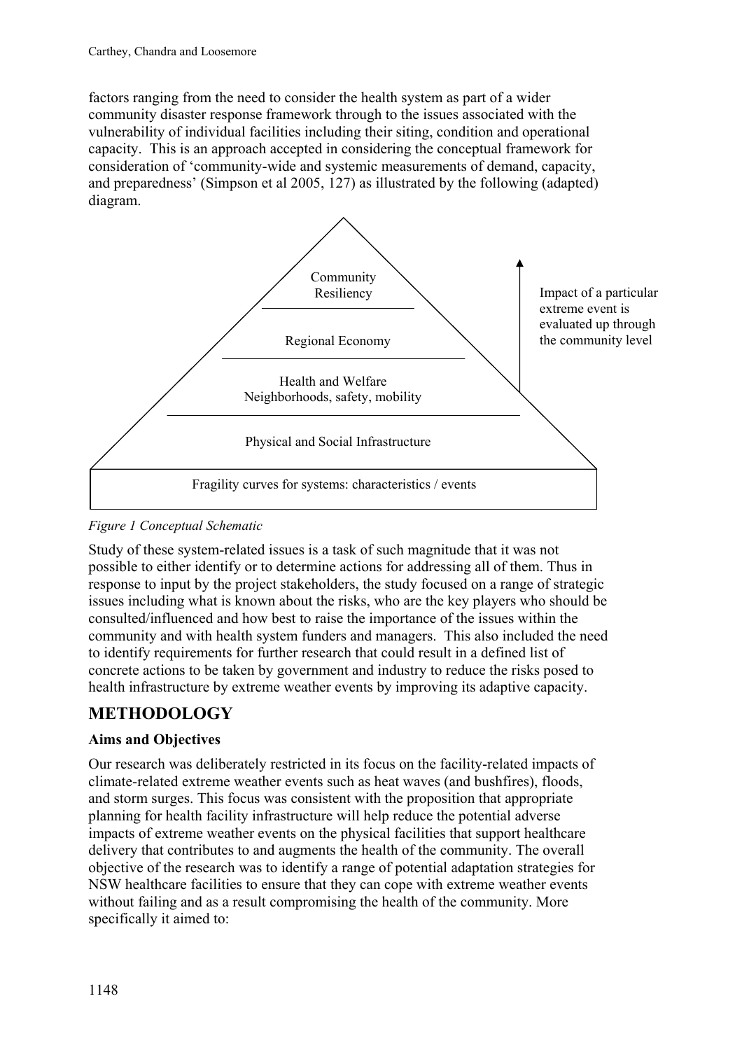factors ranging from the need to consider the health system as part of a wider community disaster response framework through to the issues associated with the vulnerability of individual facilities including their siting, condition and operational capacity. This is an approach accepted in considering the conceptual framework for consideration of 'community-wide and systemic measurements of demand, capacity, and preparedness' (Simpson et al 2005, 127) as illustrated by the following (adapted) diagram.

Community Resiliency

Regional Economy

Health and Welfare
Neighborhoods, safety, mobility

Physical and Social Infrastructure

Fragility curves for systems: characteristics / events

Impact of a particular extreme event is evaluated up through the community level

*Figure 1 Conceptual Schematic*

Study of these system-related issues is a task of such magnitude that it was not possible to either identify or to determine actions for addressing all of them. Thus in response to input by the project stakeholders, the study focused on a range of strategic issues including what is known about the risks, who are the key players who should be consulted/influenced and how best to raise the importance of the issues within the community and with health system funders and managers. This also included the need to identify requirements for further research that could result in a defined list of concrete actions to be taken by government and industry to reduce the risks posed to health infrastructure by extreme weather events by improving its adaptive capacity.

## METHODOLOGY

### Aims and Objectives

Our research was deliberately restricted in its focus on the facility-related impacts of climate-related extreme weather events such as heat waves (and bushfires), floods, and storm surges. This focus was consistent with the proposition that appropriate planning for health facility infrastructure will help reduce the potential adverse impacts of extreme weather events on the physical facilities that support healthcare delivery that contributes to and augments the health of the community. The overall objective of the research was to identify a range of potential adaptation strategies for NSW healthcare facilities to ensure that they can cope with extreme weather events without failing and as a result compromising the health of the community. More specifically it aimed to: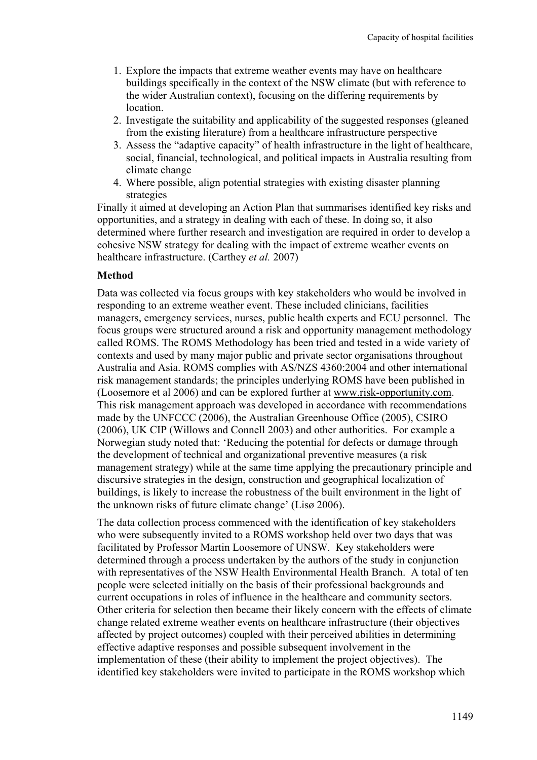1. Explore the impacts that extreme weather events may have on healthcare buildings specifically in the context of the NSW climate (but with reference to the wider Australian context), focusing on the differing requirements by location.
2. Investigate the suitability and applicability of the suggested responses (gleaned from the existing literature) from a healthcare infrastructure perspective
3. Assess the "adaptive capacity" of health infrastructure in the light of healthcare, social, financial, technological, and political impacts in Australia resulting from climate change
4. Where possible, align potential strategies with existing disaster planning strategies

Finally it aimed at developing an Action Plan that summarises identified key risks and opportunities, and a strategy in dealing with each of these. In doing so, it also determined where further research and investigation are required in order to develop a cohesive NSW strategy for dealing with the impact of extreme weather events on healthcare infrastructure. (Carthey *et al.* 2007)

**Method**

Data was collected via focus groups with key stakeholders who would be involved in responding to an extreme weather event. These included clinicians, facilities managers, emergency services, nurses, public health experts and ECU personnel. The focus groups were structured around a risk and opportunity management methodology called ROMS. The ROMS Methodology has been tried and tested in a wide variety of contexts and used by many major public and private sector organisations throughout Australia and Asia. ROMS complies with AS/NZS 4360:2004 and other international risk management standards; the principles underlying ROMS have been published in (Loosemore et al 2006) and can be explored further at www.risk-opportunity.com. This risk management approach was developed in accordance with recommendations made by the UNFCCC (2006), the Australian Greenhouse Office (2005), CSIRO (2006), UK CIP (Willows and Connell 2003) and other authorities. For example a Norwegian study noted that: 'Reducing the potential for defects or damage through the development of technical and organizational preventive measures (a risk management strategy) while at the same time applying the precautionary principle and discursive strategies in the design, construction and geographical localization of buildings, is likely to increase the robustness of the built environment in the light of the unknown risks of future climate change' (Lisø 2006).

The data collection process commenced with the identification of key stakeholders who were subsequently invited to a ROMS workshop held over two days that was facilitated by Professor Martin Loosemore of UNSW. Key stakeholders were determined through a process undertaken by the authors of the study in conjunction with representatives of the NSW Health Environmental Health Branch. A total of ten people were selected initially on the basis of their professional backgrounds and current occupations in roles of influence in the healthcare and community sectors. Other criteria for selection then became their likely concern with the effects of climate change related extreme weather events on healthcare infrastructure (their objectives affected by project outcomes) coupled with their perceived abilities in determining effective adaptive responses and possible subsequent involvement in the implementation of these (their ability to implement the project objectives). The identified key stakeholders were invited to participate in the ROMS workshop which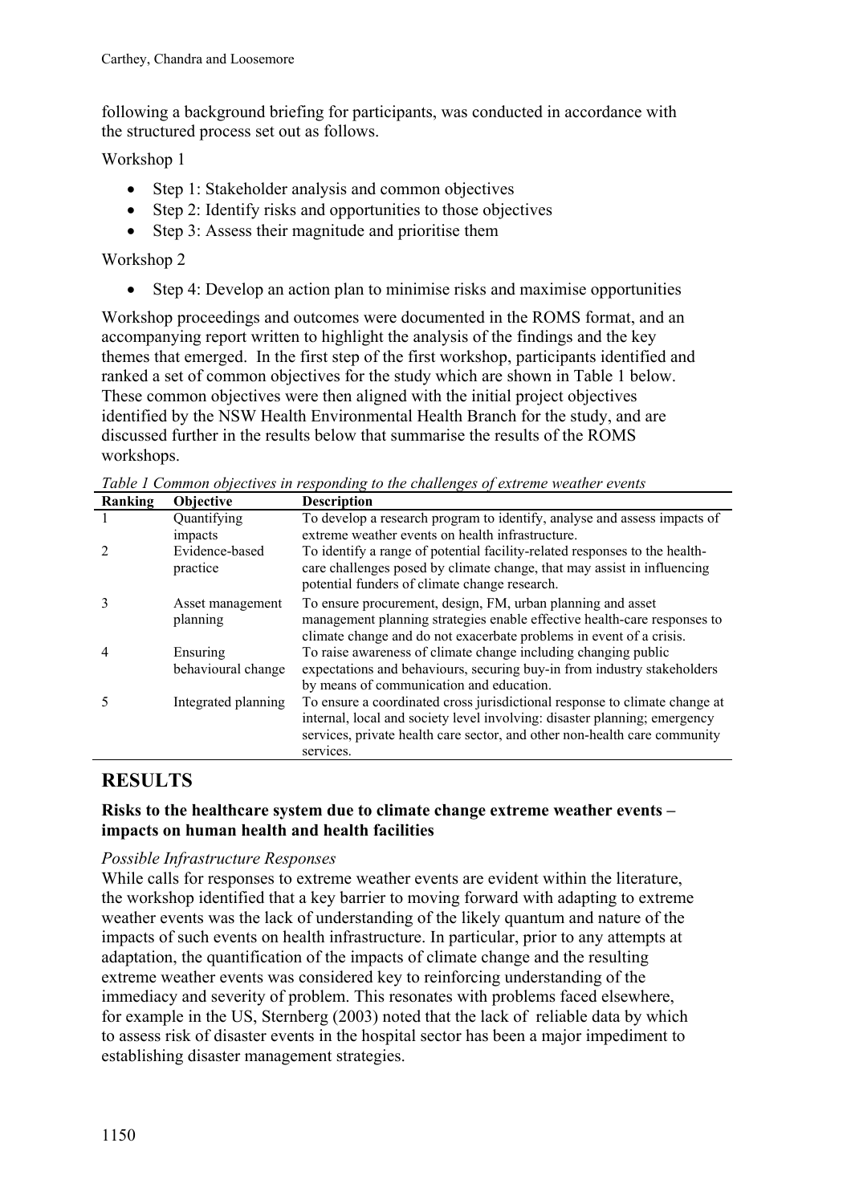following a background briefing for participants, was conducted in accordance with the structured process set out as follows.

Workshop 1

- Step 1: Stakeholder analysis and common objectives
- Step 2: Identify risks and opportunities to those objectives
- Step 3: Assess their magnitude and prioritise them

Workshop 2

- Step 4: Develop an action plan to minimise risks and maximise opportunities

Workshop proceedings and outcomes were documented in the ROMS format, and an accompanying report written to highlight the analysis of the findings and the key themes that emerged. In the first step of the first workshop, participants identified and ranked a set of common objectives for the study which are shown in Table 1 below. These common objectives were then aligned with the initial project objectives identified by the NSW Health Environmental Health Branch for the study, and are discussed further in the results below that summarise the results of the ROMS workshops.

*Table 1 Common objectives in responding to the challenges of extreme weather events*

| Ranking | Objective | Description |
|---|---|---|
| 1 | Quantifying impacts | To develop a research program to identify, analyse and assess impacts of extreme weather events on health infrastructure. |
| 2 | Evidence-based practice | To identify a range of potential facility-related responses to the health-care challenges posed by climate change, that may assist in influencing potential funders of climate change research. |
| 3 | Asset management planning | To ensure procurement, design, FM, urban planning and asset management planning strategies enable effective health-care responses to climate change and do not exacerbate problems in event of a crisis. |
| 4 | Ensuring behavioural change | To raise awareness of climate change including changing public expectations and behaviours, securing buy-in from industry stakeholders by means of communication and education. |
| 5 | Integrated planning | To ensure a coordinated cross jurisdictional response to climate change at internal, local and society level involving: disaster planning; emergency services, private health care sector, and other non-health care community services. |

## RESULTS

### Risks to the healthcare system due to climate change extreme weather events – impacts on human health and health facilities

*Possible Infrastructure Responses*

While calls for responses to extreme weather events are evident within the literature, the workshop identified that a key barrier to moving forward with adapting to extreme weather events was the lack of understanding of the likely quantum and nature of the impacts of such events on health infrastructure. In particular, prior to any attempts at adaptation, the quantification of the impacts of climate change and the resulting extreme weather events was considered key to reinforcing understanding of the immediacy and severity of problem. This resonates with problems faced elsewhere, for example in the US, Sternberg (2003) noted that the lack of reliable data by which to assess risk of disaster events in the hospital sector has been a major impediment to establishing disaster management strategies.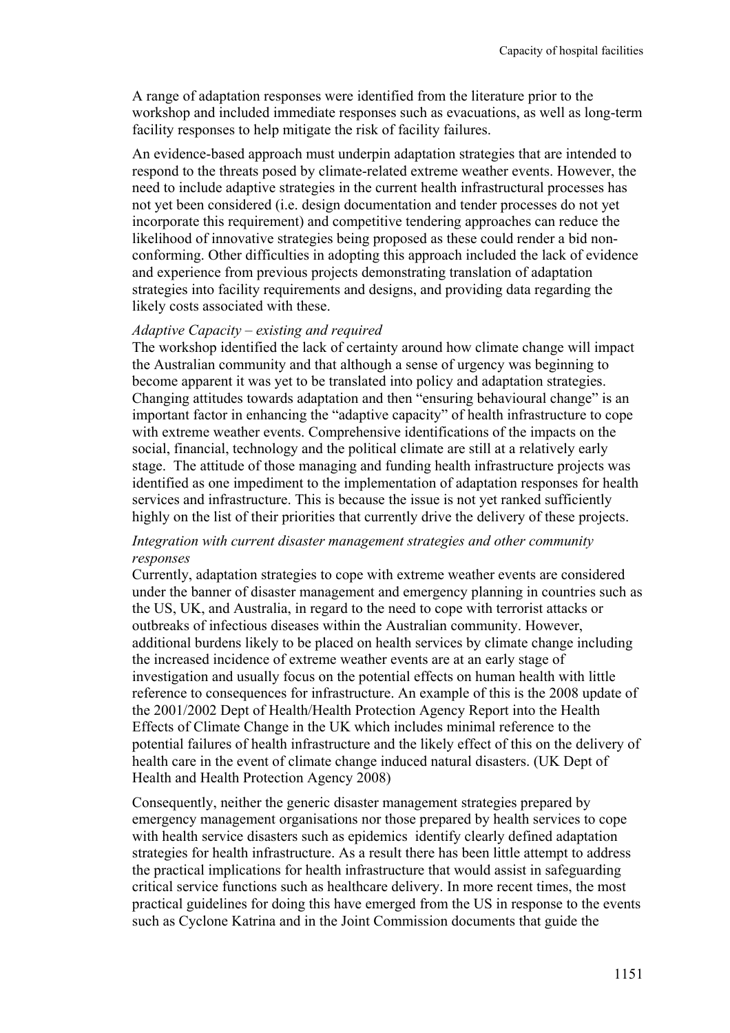A range of adaptation responses were identified from the literature prior to the workshop and included immediate responses such as evacuations, as well as long-term facility responses to help mitigate the risk of facility failures.

An evidence-based approach must underpin adaptation strategies that are intended to respond to the threats posed by climate-related extreme weather events. However, the need to include adaptive strategies in the current health infrastructural processes has not yet been considered (i.e. design documentation and tender processes do not yet incorporate this requirement) and competitive tendering approaches can reduce the likelihood of innovative strategies being proposed as these could render a bid non-conforming. Other difficulties in adopting this approach included the lack of evidence and experience from previous projects demonstrating translation of adaptation strategies into facility requirements and designs, and providing data regarding the likely costs associated with these.

*Adaptive Capacity – existing and required*

The workshop identified the lack of certainty around how climate change will impact the Australian community and that although a sense of urgency was beginning to become apparent it was yet to be translated into policy and adaptation strategies. Changing attitudes towards adaptation and then "ensuring behavioural change" is an important factor in enhancing the "adaptive capacity" of health infrastructure to cope with extreme weather events. Comprehensive identifications of the impacts on the social, financial, technology and the political climate are still at a relatively early stage. The attitude of those managing and funding health infrastructure projects was identified as one impediment to the implementation of adaptation responses for health services and infrastructure. This is because the issue is not yet ranked sufficiently highly on the list of their priorities that currently drive the delivery of these projects.

*Integration with current disaster management strategies and other community responses*

Currently, adaptation strategies to cope with extreme weather events are considered under the banner of disaster management and emergency planning in countries such as the US, UK, and Australia, in regard to the need to cope with terrorist attacks or outbreaks of infectious diseases within the Australian community. However, additional burdens likely to be placed on health services by climate change including the increased incidence of extreme weather events are at an early stage of investigation and usually focus on the potential effects on human health with little reference to consequences for infrastructure. An example of this is the 2008 update of the 2001/2002 Dept of Health/Health Protection Agency Report into the Health Effects of Climate Change in the UK which includes minimal reference to the potential failures of health infrastructure and the likely effect of this on the delivery of health care in the event of climate change induced natural disasters. (UK Dept of Health and Health Protection Agency 2008)

Consequently, neither the generic disaster management strategies prepared by emergency management organisations nor those prepared by health services to cope with health service disasters such as epidemics identify clearly defined adaptation strategies for health infrastructure. As a result there has been little attempt to address the practical implications for health infrastructure that would assist in safeguarding critical service functions such as healthcare delivery. In more recent times, the most practical guidelines for doing this have emerged from the US in response to the events such as Cyclone Katrina and in the Joint Commission documents that guide the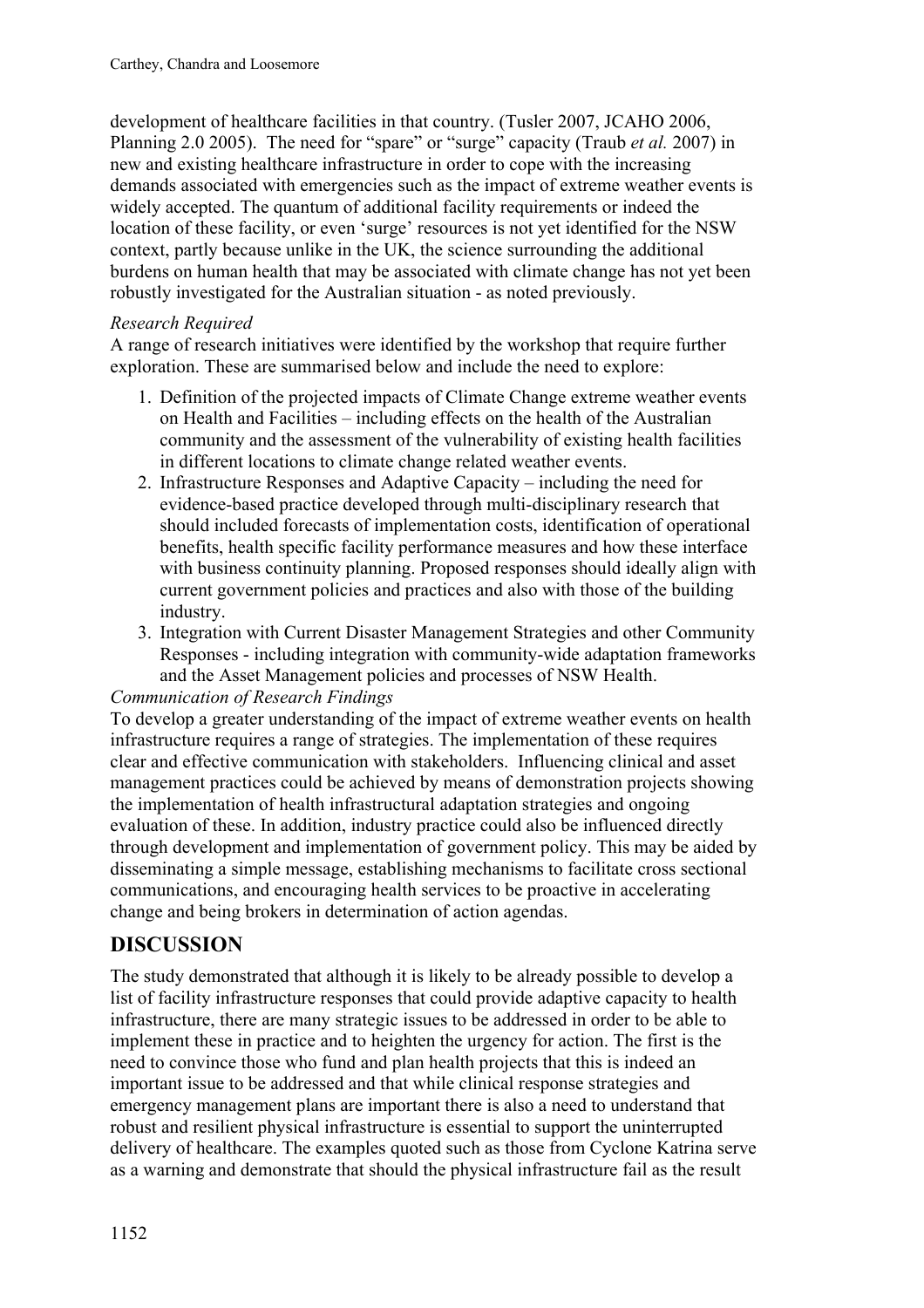development of healthcare facilities in that country. (Tusler 2007, JCAHO 2006, Planning 2.0 2005). The need for "spare" or "surge" capacity (Traub *et al.* 2007) in new and existing healthcare infrastructure in order to cope with the increasing demands associated with emergencies such as the impact of extreme weather events is widely accepted. The quantum of additional facility requirements or indeed the location of these facility, or even 'surge' resources is not yet identified for the NSW context, partly because unlike in the UK, the science surrounding the additional burdens on human health that may be associated with climate change has not yet been robustly investigated for the Australian situation - as noted previously.

*Research Required*

A range of research initiatives were identified by the workshop that require further exploration. These are summarised below and include the need to explore:

1. Definition of the projected impacts of Climate Change extreme weather events on Health and Facilities – including effects on the health of the Australian community and the assessment of the vulnerability of existing health facilities in different locations to climate change related weather events.
2. Infrastructure Responses and Adaptive Capacity – including the need for evidence-based practice developed through multi-disciplinary research that should included forecasts of implementation costs, identification of operational benefits, health specific facility performance measures and how these interface with business continuity planning. Proposed responses should ideally align with current government policies and practices and also with those of the building industry.
3. Integration with Current Disaster Management Strategies and other Community Responses - including integration with community-wide adaptation frameworks and the Asset Management policies and processes of NSW Health.

*Communication of Research Findings*

To develop a greater understanding of the impact of extreme weather events on health infrastructure requires a range of strategies. The implementation of these requires clear and effective communication with stakeholders. Influencing clinical and asset management practices could be achieved by means of demonstration projects showing the implementation of health infrastructural adaptation strategies and ongoing evaluation of these. In addition, industry practice could also be influenced directly through development and implementation of government policy. This may be aided by disseminating a simple message, establishing mechanisms to facilitate cross sectional communications, and encouraging health services to be proactive in accelerating change and being brokers in determination of action agendas.

## DISCUSSION

The study demonstrated that although it is likely to be already possible to develop a list of facility infrastructure responses that could provide adaptive capacity to health infrastructure, there are many strategic issues to be addressed in order to be able to implement these in practice and to heighten the urgency for action. The first is the need to convince those who fund and plan health projects that this is indeed an important issue to be addressed and that while clinical response strategies and emergency management plans are important there is also a need to understand that robust and resilient physical infrastructure is essential to support the uninterrupted delivery of healthcare. The examples quoted such as those from Cyclone Katrina serve as a warning and demonstrate that should the physical infrastructure fail as the result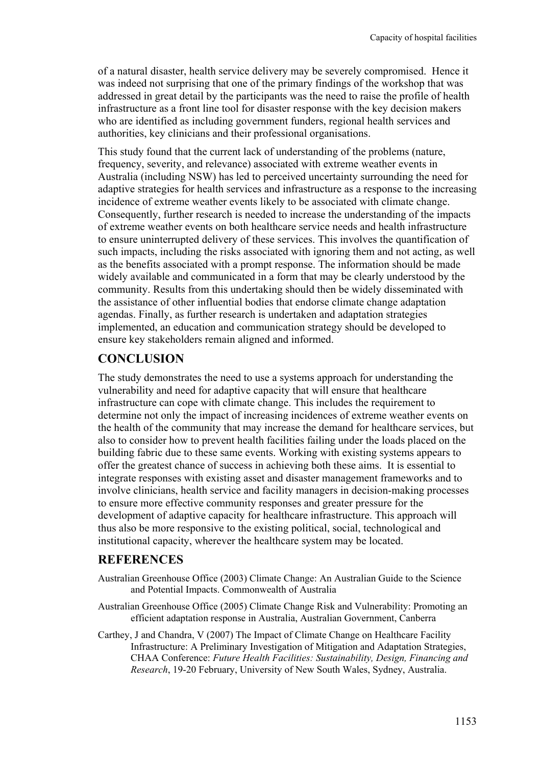of a natural disaster, health service delivery may be severely compromised. Hence it was indeed not surprising that one of the primary findings of the workshop that was addressed in great detail by the participants was the need to raise the profile of health infrastructure as a front line tool for disaster response with the key decision makers who are identified as including government funders, regional health services and authorities, key clinicians and their professional organisations.

This study found that the current lack of understanding of the problems (nature, frequency, severity, and relevance) associated with extreme weather events in Australia (including NSW) has led to perceived uncertainty surrounding the need for adaptive strategies for health services and infrastructure as a response to the increasing incidence of extreme weather events likely to be associated with climate change. Consequently, further research is needed to increase the understanding of the impacts of extreme weather events on both healthcare service needs and health infrastructure to ensure uninterrupted delivery of these services. This involves the quantification of such impacts, including the risks associated with ignoring them and not acting, as well as the benefits associated with a prompt response. The information should be made widely available and communicated in a form that may be clearly understood by the community. Results from this undertaking should then be widely disseminated with the assistance of other influential bodies that endorse climate change adaptation agendas. Finally, as further research is undertaken and adaptation strategies implemented, an education and communication strategy should be developed to ensure key stakeholders remain aligned and informed.

## CONCLUSION

The study demonstrates the need to use a systems approach for understanding the vulnerability and need for adaptive capacity that will ensure that healthcare infrastructure can cope with climate change. This includes the requirement to determine not only the impact of increasing incidences of extreme weather events on the health of the community that may increase the demand for healthcare services, but also to consider how to prevent health facilities failing under the loads placed on the building fabric due to these same events. Working with existing systems appears to offer the greatest chance of success in achieving both these aims. It is essential to integrate responses with existing asset and disaster management frameworks and to involve clinicians, health service and facility managers in decision-making processes to ensure more effective community responses and greater pressure for the development of adaptive capacity for healthcare infrastructure. This approach will thus also be more responsive to the existing political, social, technological and institutional capacity, wherever the healthcare system may be located.

## REFERENCES

Australian Greenhouse Office (2003) Climate Change: An Australian Guide to the Science and Potential Impacts. Commonwealth of Australia

Australian Greenhouse Office (2005) Climate Change Risk and Vulnerability: Promoting an efficient adaptation response in Australia, Australian Government, Canberra

Carthey, J and Chandra, V (2007) The Impact of Climate Change on Healthcare Facility Infrastructure: A Preliminary Investigation of Mitigation and Adaptation Strategies, CHAA Conference: *Future Health Facilities: Sustainability, Design, Financing and Research*, 19-20 February, University of New South Wales, Sydney, Australia.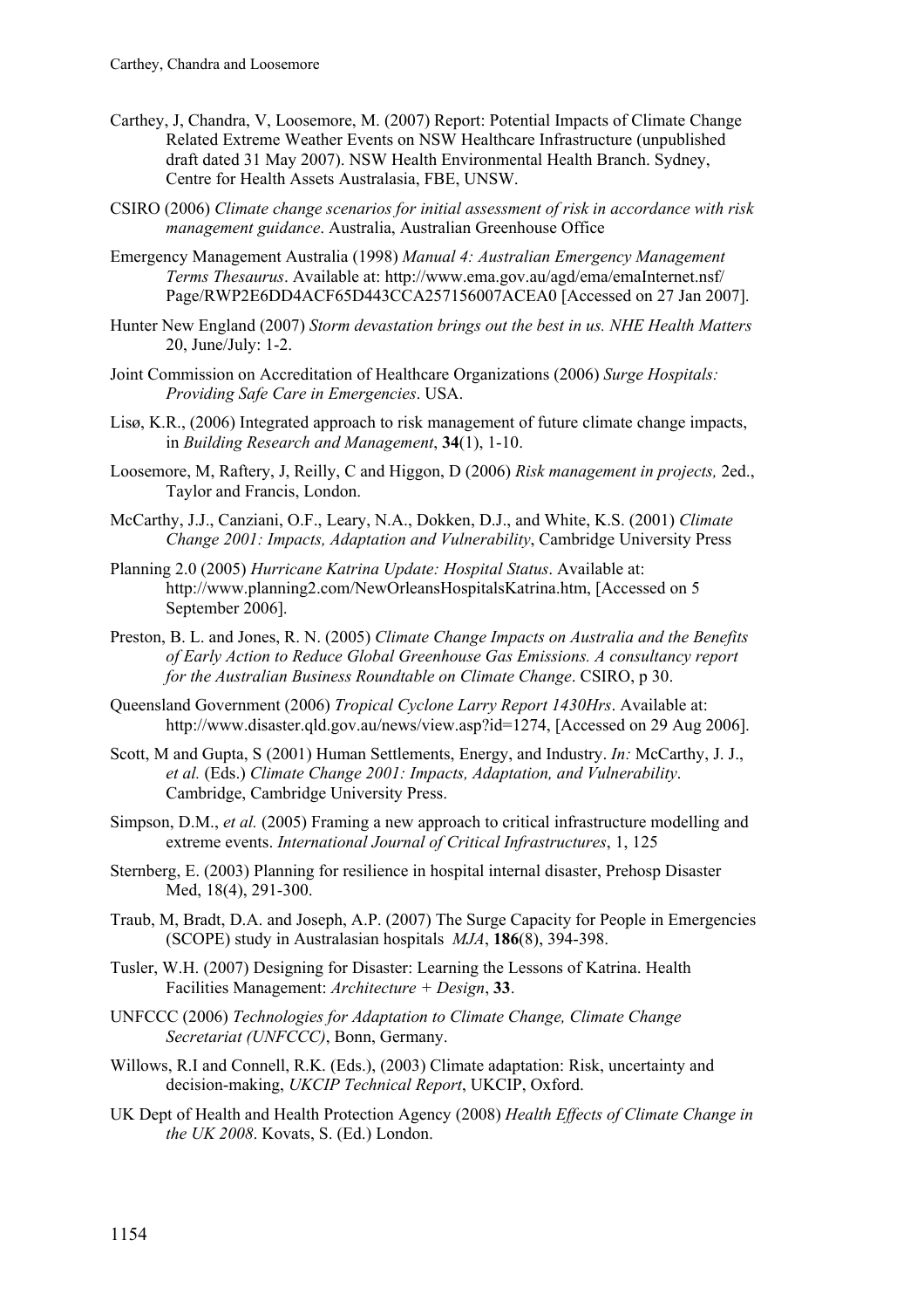Carthey, J, Chandra, V, Loosemore, M. (2007) Report: Potential Impacts of Climate Change Related Extreme Weather Events on NSW Healthcare Infrastructure (unpublished draft dated 31 May 2007). NSW Health Environmental Health Branch. Sydney, Centre for Health Assets Australasia, FBE, UNSW.

CSIRO (2006) *Climate change scenarios for initial assessment of risk in accordance with risk management guidance*. Australia, Australian Greenhouse Office

Emergency Management Australia (1998) *Manual 4: Australian Emergency Management Terms Thesaurus*. Available at: http://www.ema.gov.au/agd/ema/emaInternet.nsf/Page/RWP2E6DD4ACF65D443CCA257156007ACEA0 [Accessed on 27 Jan 2007].

Hunter New England (2007) *Storm devastation brings out the best in us. NHE Health Matters* 20, June/July: 1-2.

Joint Commission on Accreditation of Healthcare Organizations (2006) *Surge Hospitals: Providing Safe Care in Emergencies*. USA.

Lisø, K.R., (2006) Integrated approach to risk management of future climate change impacts, in *Building Research and Management*, **34**(1), 1-10.

Loosemore, M, Raftery, J, Reilly, C and Higgon, D (2006) *Risk management in projects,* 2ed., Taylor and Francis, London.

McCarthy, J.J., Canziani, O.F., Leary, N.A., Dokken, D.J., and White, K.S. (2001) *Climate Change 2001: Impacts, Adaptation and Vulnerability*, Cambridge University Press

Planning 2.0 (2005) *Hurricane Katrina Update: Hospital Status*. Available at: http://www.planning2.com/NewOrleansHospitalsKatrina.htm, [Accessed on 5 September 2006].

Preston, B. L. and Jones, R. N. (2005) *Climate Change Impacts on Australia and the Benefits of Early Action to Reduce Global Greenhouse Gas Emissions. A consultancy report for the Australian Business Roundtable on Climate Change*. CSIRO, p 30.

Queensland Government (2006) *Tropical Cyclone Larry Report 1430Hrs*. Available at: http://www.disaster.qld.gov.au/news/view.asp?id=1274, [Accessed on 29 Aug 2006].

Scott, M and Gupta, S (2001) Human Settlements, Energy, and Industry. *In:* McCarthy, J. J., *et al.* (Eds.) *Climate Change 2001: Impacts, Adaptation, and Vulnerability*. Cambridge, Cambridge University Press.

Simpson, D.M., *et al.* (2005) Framing a new approach to critical infrastructure modelling and extreme events. *International Journal of Critical Infrastructures*, 1, 125

Sternberg, E. (2003) Planning for resilience in hospital internal disaster, Prehosp Disaster Med, 18(4), 291-300.

Traub, M, Bradt, D.A. and Joseph, A.P. (2007) The Surge Capacity for People in Emergencies (SCOPE) study in Australasian hospitals *MJA*, **186**(8), 394-398.

Tusler, W.H. (2007) Designing for Disaster: Learning the Lessons of Katrina. Health Facilities Management: *Architecture + Design*, **33**.

UNFCCC (2006) *Technologies for Adaptation to Climate Change, Climate Change Secretariat (UNFCCC)*, Bonn, Germany.

Willows, R.I and Connell, R.K. (Eds.), (2003) Climate adaptation: Risk, uncertainty and decision-making, *UKCIP Technical Report*, UKCIP, Oxford.

UK Dept of Health and Health Protection Agency (2008) *Health Effects of Climate Change in the UK 2008*. Kovats, S. (Ed.) London.